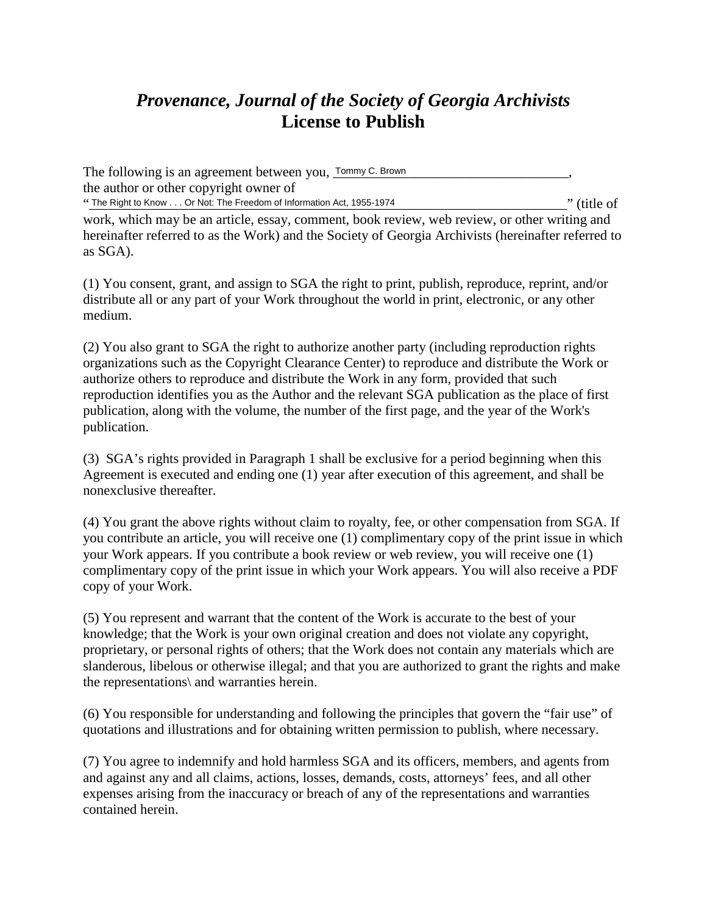# *Provenance, Journal of the Society of Georgia Archivists*
# License to Publish

The following is an agreement between you, Tommy C. Brown, the author or other copyright owner of "The Right to Know . . . Or Not: The Freedom of Information Act, 1955-1974" (title of work, which may be an article, essay, comment, book review, web review, or other writing and hereinafter referred to as the Work) and the Society of Georgia Archivists (hereinafter referred to as SGA).

(1) You consent, grant, and assign to SGA the right to print, publish, reproduce, reprint, and/or distribute all or any part of your Work throughout the world in print, electronic, or any other medium.

(2) You also grant to SGA the right to authorize another party (including reproduction rights organizations such as the Copyright Clearance Center) to reproduce and distribute the Work or authorize others to reproduce and distribute the Work in any form, provided that such reproduction identifies you as the Author and the relevant SGA publication as the place of first publication, along with the volume, the number of the first page, and the year of the Work's publication.

(3) SGA's rights provided in Paragraph 1 shall be exclusive for a period beginning when this Agreement is executed and ending one (1) year after execution of this agreement, and shall be nonexclusive thereafter.

(4) You grant the above rights without claim to royalty, fee, or other compensation from SGA. If you contribute an article, you will receive one (1) complimentary copy of the print issue in which your Work appears. If you contribute a book review or web review, you will receive one (1) complimentary copy of the print issue in which your Work appears. You will also receive a PDF copy of your Work.

(5) You represent and warrant that the content of the Work is accurate to the best of your knowledge; that the Work is your own original creation and does not violate any copyright, proprietary, or personal rights of others; that the Work does not contain any materials which are slanderous, libelous or otherwise illegal; and that you are authorized to grant the rights and make the representations\ and warranties herein.

(6) You responsible for understanding and following the principles that govern the "fair use" of quotations and illustrations and for obtaining written permission to publish, where necessary.

(7) You agree to indemnify and hold harmless SGA and its officers, members, and agents from and against any and all claims, actions, losses, demands, costs, attorneys' fees, and all other expenses arising from the inaccuracy or breach of any of the representations and warranties contained herein.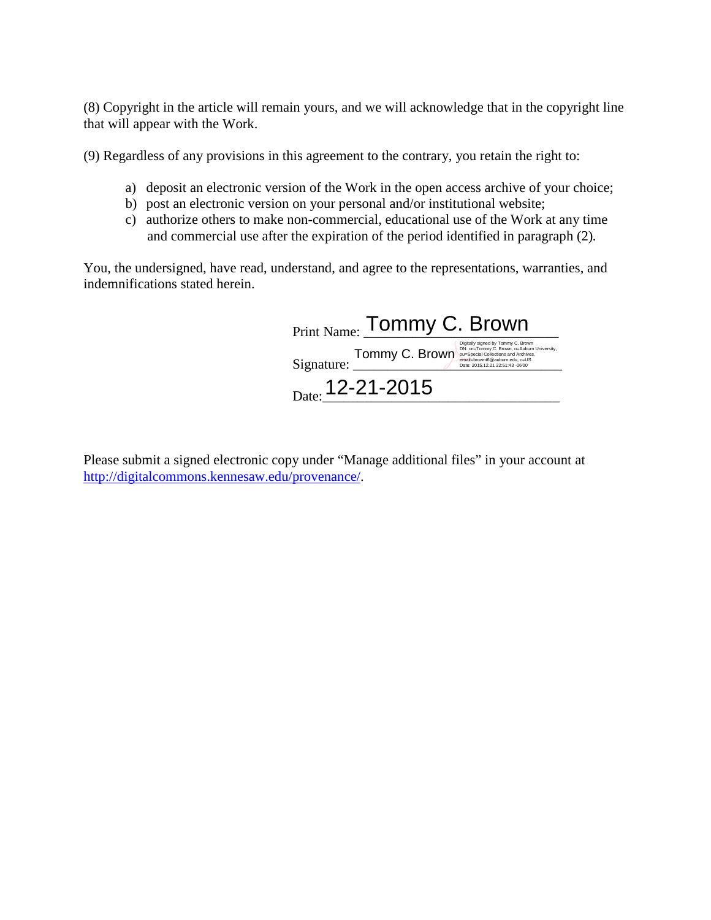(8) Copyright in the article will remain yours, and we will acknowledge that in the copyright line that will appear with the Work.

(9) Regardless of any provisions in this agreement to the contrary, you retain the right to:

a) deposit an electronic version of the Work in the open access archive of your choice;
b) post an electronic version on your personal and/or institutional website;
c) authorize others to make non-commercial, educational use of the Work at any time and commercial use after the expiration of the period identified in paragraph (2).

You, the undersigned, have read, understand, and agree to the representations, warranties, and indemnifications stated herein.

Print Name: Tommy C. Brown

Signature: Tommy C. Brown Digitally signed by Tommy C. Brown DN: cn=Tommy C. Brown, o=Auburn University, ou=Special Collections and Archives, email=brownt6@auburn.edu, c=US Date: 2015.12.21 22:51:43 -06'00'

Date: 12-21-2015

Please submit a signed electronic copy under "Manage additional files" in your account at http://digitalcommons.kennesaw.edu/provenance/.